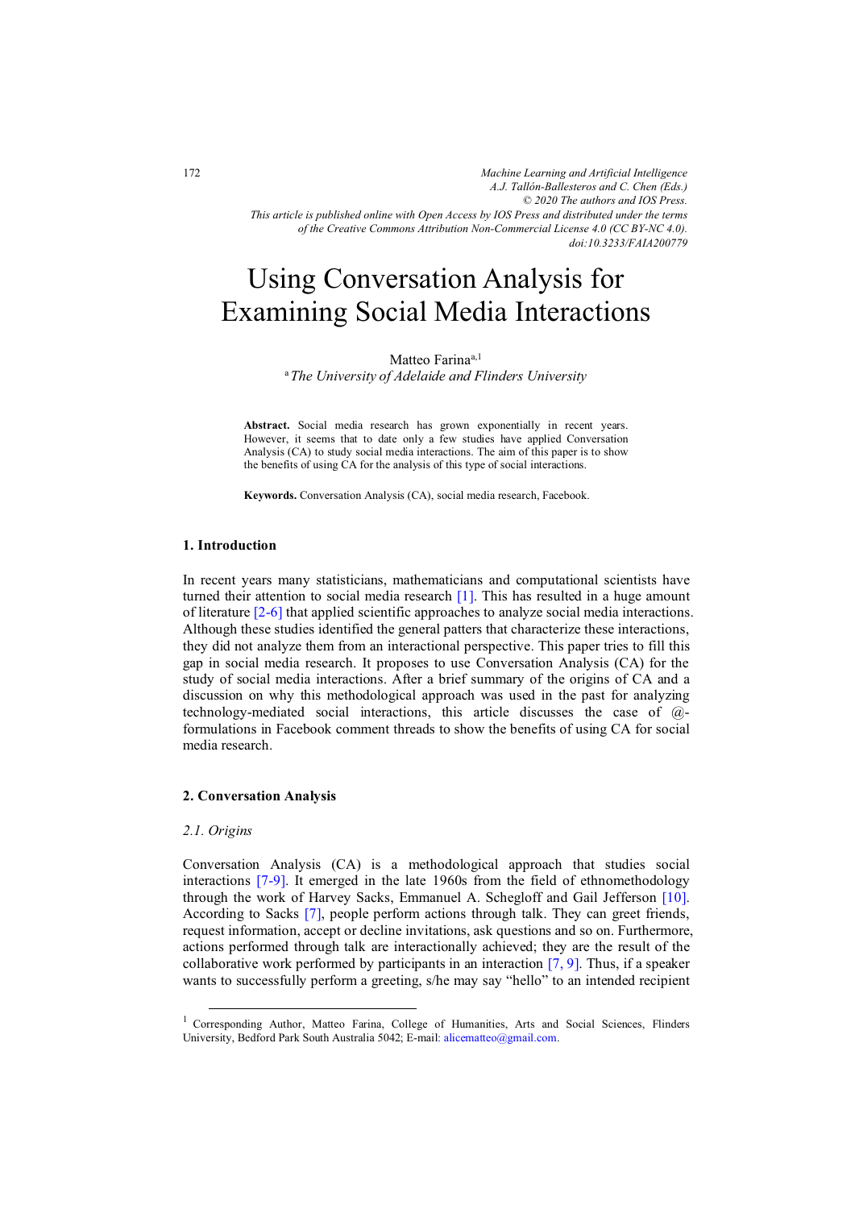*Machine Learning and Artificial Intelligence*
*A.J. Tallón-Ballesteros and C. Chen (Eds.)*
*© 2020 The authors and IOS Press.*
*This article is published online with Open Access by IOS Press and distributed under the terms of the Creative Commons Attribution Non-Commercial License 4.0 (CC BY-NC 4.0).*
*doi:10.3233/FAIA200779*

# Using Conversation Analysis for Examining Social Media Interactions

Matteo Farina[a,1]

[a] *The University of Adelaide and Flinders University*

**Abstract.** Social media research has grown exponentially in recent years. However, it seems that to date only a few studies have applied Conversation Analysis (CA) to study social media interactions. The aim of this paper is to show the benefits of using CA for the analysis of this type of social interactions.

**Keywords.** Conversation Analysis (CA), social media research, Facebook.

## 1. Introduction

In recent years many statisticians, mathematicians and computational scientists have turned their attention to social media research [1]. This has resulted in a huge amount of literature [2-6] that applied scientific approaches to analyze social media interactions. Although these studies identified the general patters that characterize these interactions, they did not analyze them from an interactional perspective. This paper tries to fill this gap in social media research. It proposes to use Conversation Analysis (CA) for the study of social media interactions. After a brief summary of the origins of CA and a discussion on why this methodological approach was used in the past for analyzing technology-mediated social interactions, this article discusses the case of @-formulations in Facebook comment threads to show the benefits of using CA for social media research.

## 2. Conversation Analysis

### 2.1. Origins

Conversation Analysis (CA) is a methodological approach that studies social interactions [7-9]. It emerged in the late 1960s from the field of ethnomethodology through the work of Harvey Sacks, Emmanuel A. Schegloff and Gail Jefferson [10]. According to Sacks [7], people perform actions through talk. They can greet friends, request information, accept or decline invitations, ask questions and so on. Furthermore, actions performed through talk are interactionally achieved; they are the result of the collaborative work performed by participants in an interaction [7, 9]. Thus, if a speaker wants to successfully perform a greeting, s/he may say "hello" to an intended recipient

---

[1] Corresponding Author, Matteo Farina, College of Humanities, Arts and Social Sciences, Flinders University, Bedford Park South Australia 5042; E-mail: alicematteo@gmail.com.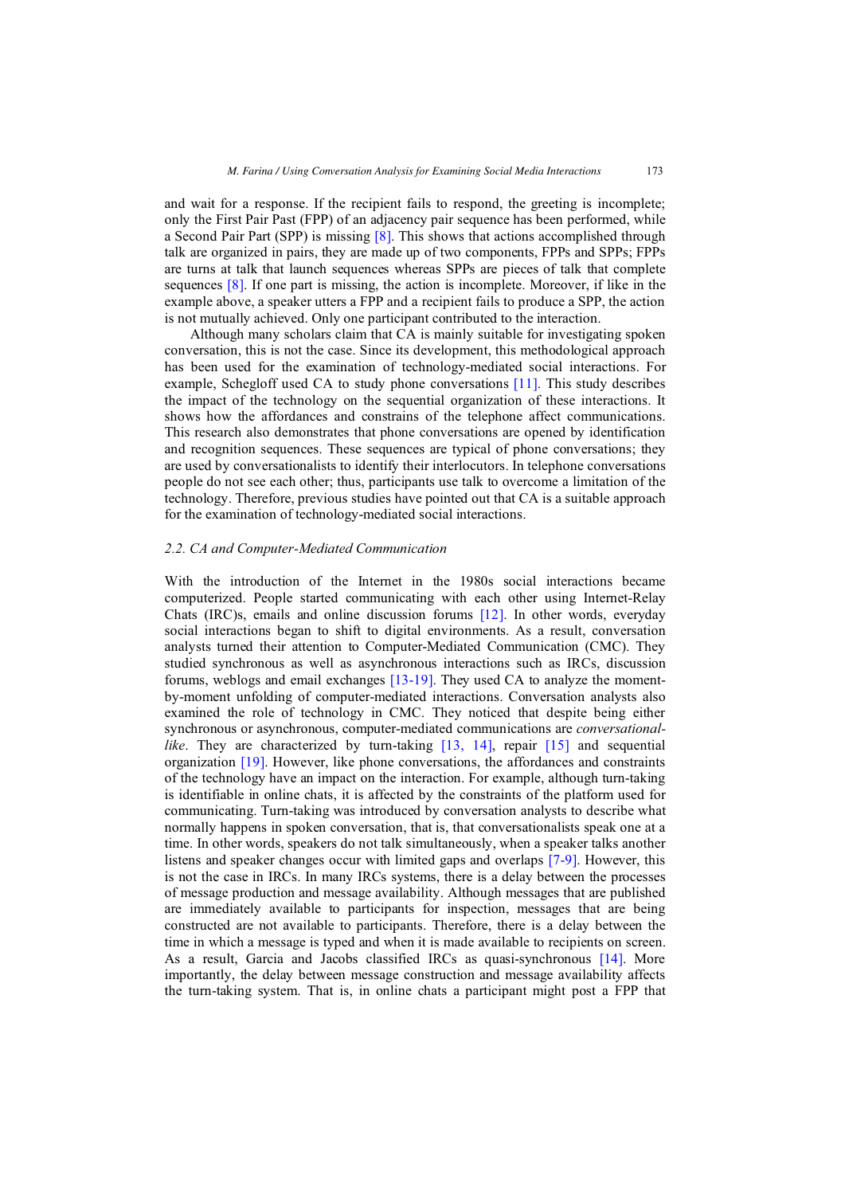and wait for a response. If the recipient fails to respond, the greeting is incomplete; only the First Pair Past (FPP) of an adjacency pair sequence has been performed, while a Second Pair Part (SPP) is missing [8]. This shows that actions accomplished through talk are organized in pairs, they are made up of two components, FPPs and SPPs; FPPs are turns at talk that launch sequences whereas SPPs are pieces of talk that complete sequences [8]. If one part is missing, the action is incomplete. Moreover, if like in the example above, a speaker utters a FPP and a recipient fails to produce a SPP, the action is not mutually achieved. Only one participant contributed to the interaction.

Although many scholars claim that CA is mainly suitable for investigating spoken conversation, this is not the case. Since its development, this methodological approach has been used for the examination of technology-mediated social interactions. For example, Schegloff used CA to study phone conversations [11]. This study describes the impact of the technology on the sequential organization of these interactions. It shows how the affordances and constrains of the telephone affect communications. This research also demonstrates that phone conversations are opened by identification and recognition sequences. These sequences are typical of phone conversations; they are used by conversationalists to identify their interlocutors. In telephone conversations people do not see each other; thus, participants use talk to overcome a limitation of the technology. Therefore, previous studies have pointed out that CA is a suitable approach for the examination of technology-mediated social interactions.

### 2.2. CA and Computer-Mediated Communication

With the introduction of the Internet in the 1980s social interactions became computerized. People started communicating with each other using Internet-Relay Chats (IRC)s, emails and online discussion forums [12]. In other words, everyday social interactions began to shift to digital environments. As a result, conversation analysts turned their attention to Computer-Mediated Communication (CMC). They studied synchronous as well as asynchronous interactions such as IRCs, discussion forums, weblogs and email exchanges [13-19]. They used CA to analyze the moment-by-moment unfolding of computer-mediated interactions. Conversation analysts also examined the role of technology in CMC. They noticed that despite being either synchronous or asynchronous, computer-mediated communications are *conversational-like*. They are characterized by turn-taking [13, 14], repair [15] and sequential organization [19]. However, like phone conversations, the affordances and constraints of the technology have an impact on the interaction. For example, although turn-taking is identifiable in online chats, it is affected by the constraints of the platform used for communicating. Turn-taking was introduced by conversation analysts to describe what normally happens in spoken conversation, that is, that conversationalists speak one at a time. In other words, speakers do not talk simultaneously, when a speaker talks another listens and speaker changes occur with limited gaps and overlaps [7-9]. However, this is not the case in IRCs. In many IRCs systems, there is a delay between the processes of message production and message availability. Although messages that are published are immediately available to participants for inspection, messages that are being constructed are not available to participants. Therefore, there is a delay between the time in which a message is typed and when it is made available to recipients on screen. As a result, Garcia and Jacobs classified IRCs as quasi-synchronous [14]. More importantly, the delay between message construction and message availability affects the turn-taking system. That is, in online chats a participant might post a FPP that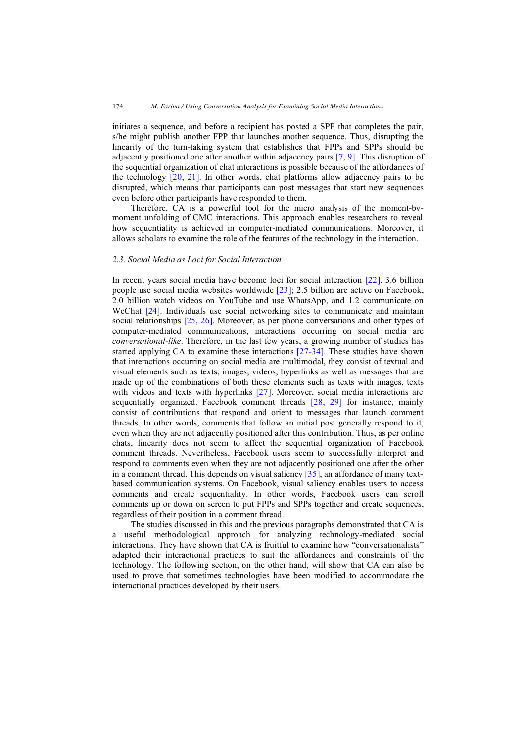initiates a sequence, and before a recipient has posted a SPP that completes the pair, s/he might publish another FPP that launches another sequence. Thus, disrupting the linearity of the turn-taking system that establishes that FPPs and SPPs should be adjacently positioned one after another within adjacency pairs [7, 9]. This disruption of the sequential organization of chat interactions is possible because of the affordances of the technology [20, 21]. In other words, chat platforms allow adjacency pairs to be disrupted, which means that participants can post messages that start new sequences even before other participants have responded to them.

Therefore, CA is a powerful tool for the micro analysis of the moment-by-moment unfolding of CMC interactions. This approach enables researchers to reveal how sequentiality is achieved in computer-mediated communications. Moreover, it allows scholars to examine the role of the features of the technology in the interaction.

### *2.3. Social Media as Loci for Social Interaction*

In recent years social media have become loci for social interaction [22]. 3.6 billion people use social media websites worldwide [23]; 2.5 billion are active on Facebook, 2.0 billion watch videos on YouTube and use WhatsApp, and 1.2 communicate on WeChat [24]. Individuals use social networking sites to communicate and maintain social relationships [25, 26]. Moreover, as per phone conversations and other types of computer-mediated communications, interactions occurring on social media are *conversational-like*. Therefore, in the last few years, a growing number of studies has started applying CA to examine these interactions [27-34]. These studies have shown that interactions occurring on social media are multimodal, they consist of textual and visual elements such as texts, images, videos, hyperlinks as well as messages that are made up of the combinations of both these elements such as texts with images, texts with videos and texts with hyperlinks [27]. Moreover, social media interactions are sequentially organized. Facebook comment threads [28, 29] for instance, mainly consist of contributions that respond and orient to messages that launch comment threads. In other words, comments that follow an initial post generally respond to it, even when they are not adjacently positioned after this contribution. Thus, as per online chats, linearity does not seem to affect the sequential organization of Facebook comment threads. Nevertheless, Facebook users seem to successfully interpret and respond to comments even when they are not adjacently positioned one after the other in a comment thread. This depends on visual saliency [35], an affordance of many text-based communication systems. On Facebook, visual saliency enables users to access comments and create sequentiality. In other words, Facebook users can scroll comments up or down on screen to put FPPs and SPPs together and create sequences, regardless of their position in a comment thread.

The studies discussed in this and the previous paragraphs demonstrated that CA is a useful methodological approach for analyzing technology-mediated social interactions. They have shown that CA is fruitful to examine how "conversationalists" adapted their interactional practices to suit the affordances and constraints of the technology. The following section, on the other hand, will show that CA can also be used to prove that sometimes technologies have been modified to accommodate the interactional practices developed by their users.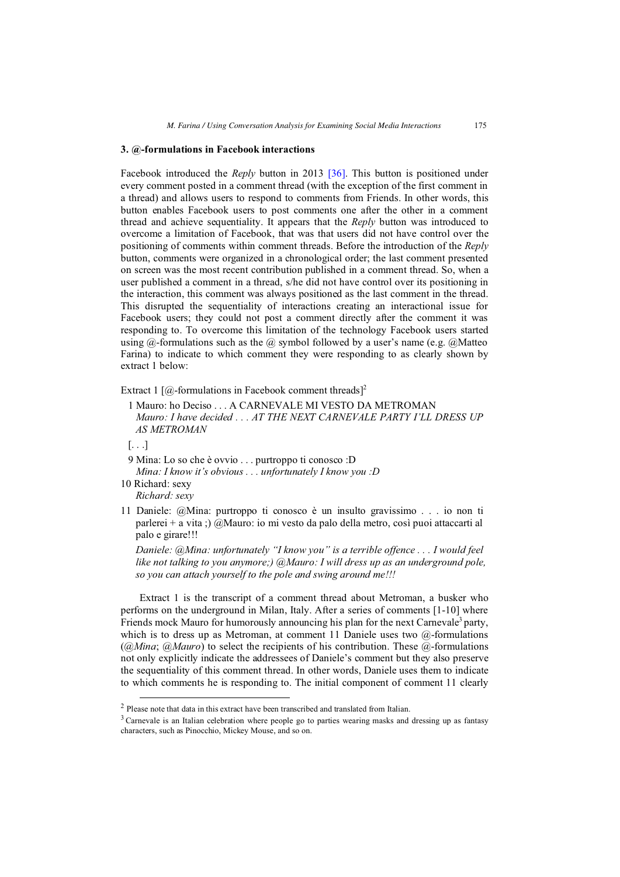## 3. @-formulations in Facebook interactions

Facebook introduced the *Reply* button in 2013 [36]. This button is positioned under every comment posted in a comment thread (with the exception of the first comment in a thread) and allows users to respond to comments from Friends. In other words, this button enables Facebook users to post comments one after the other in a comment thread and achieve sequentiality. It appears that the *Reply* button was introduced to overcome a limitation of Facebook, that was that users did not have control over the positioning of comments within comment threads. Before the introduction of the *Reply* button, comments were organized in a chronological order; the last comment presented on screen was the most recent contribution published in a comment thread. So, when a user published a comment in a thread, s/he did not have control over its positioning in the interaction, this comment was always positioned as the last comment in the thread. This disrupted the sequentiality of interactions creating an interactional issue for Facebook users; they could not post a comment directly after the comment it was responding to. To overcome this limitation of the technology Facebook users started using @-formulations such as the @ symbol followed by a user's name (e.g. @Matteo Farina) to indicate to which comment they were responding to as clearly shown by extract 1 below:

Extract 1 [@-formulations in Facebook comment threads][2]

1 Mauro: ho Deciso . . . A CARNEVALE MI VESTO DA METROMAN
*Mauro: I have decided . . . AT THE NEXT CARNEVALE PARTY I'LL DRESS UP AS METROMAN*

[. . .]

9 Mina: Lo so che è ovvio . . . purtroppo ti conosco :D
*Mina: I know it's obvious . . . unfortunately I know you :D*

10 Richard: sexy
*Richard: sexy*

11 Daniele: @Mina: purtroppo ti conosco è un insulto gravissimo . . . io non ti parlerei + a vita ;) @Mauro: io mi vesto da palo della metro, così puoi attaccarti al palo e girare!!!

*Daniele: @Mina: unfortunately "I know you" is a terrible offence . . . I would feel like not talking to you anymore;) @Mauro: I will dress up as an underground pole, so you can attach yourself to the pole and swing around me!!!*

Extract 1 is the transcript of a comment thread about Metroman, a busker who performs on the underground in Milan, Italy. After a series of comments [1-10] where Friends mock Mauro for humorously announcing his plan for the next Carnevale[3] party, which is to dress up as Metroman, at comment 11 Daniele uses two @-formulations (*@Mina*; *@Mauro*) to select the recipients of his contribution. These @-formulations not only explicitly indicate the addressees of Daniele's comment but they also preserve the sequentiality of this comment thread. In other words, Daniele uses them to indicate to which comments he is responding to. The initial component of comment 11 clearly

[2] Please note that data in this extract have been transcribed and translated from Italian.

[3] Carnevale is an Italian celebration where people go to parties wearing masks and dressing up as fantasy characters, such as Pinocchio, Mickey Mouse, and so on.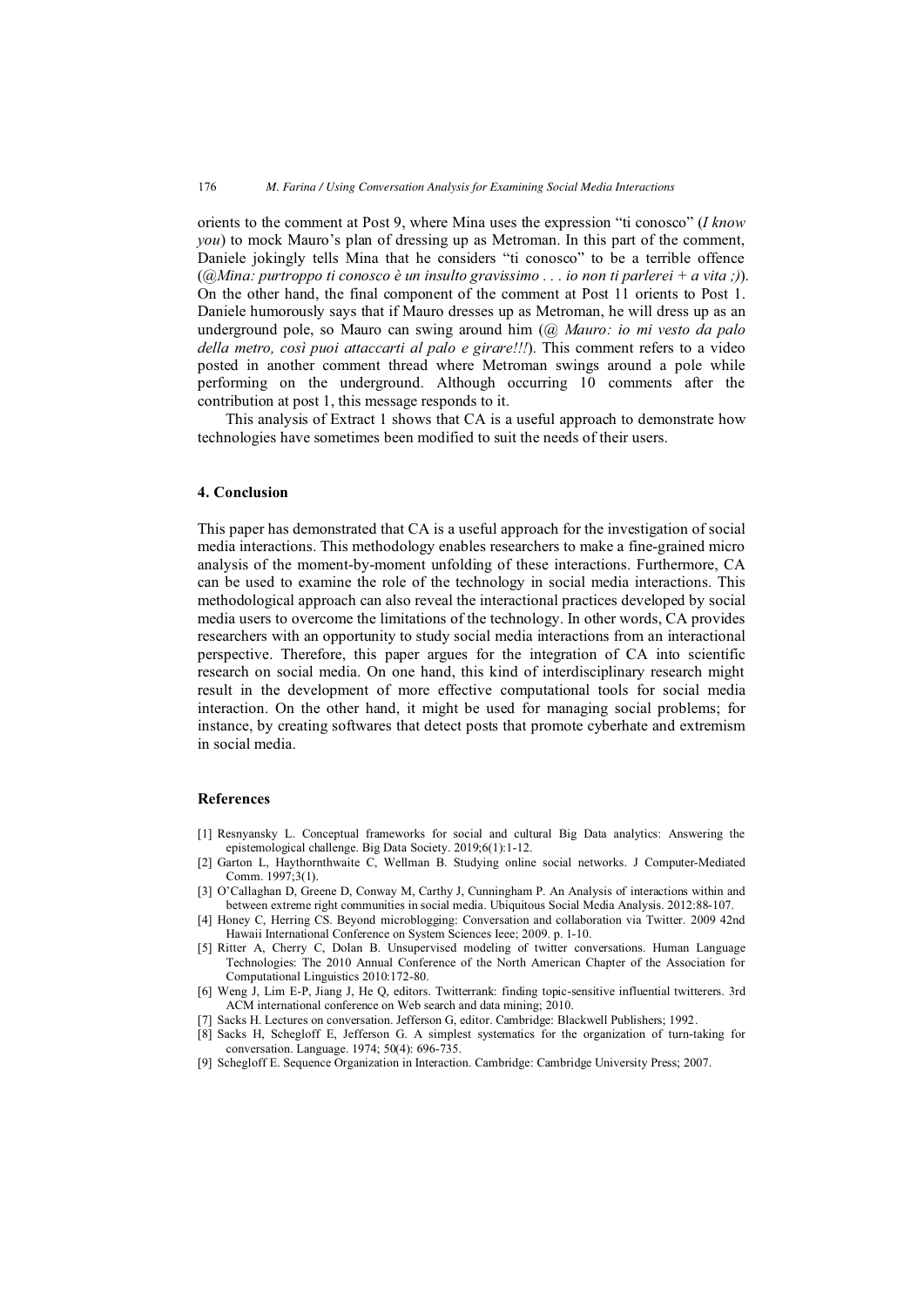orients to the comment at Post 9, where Mina uses the expression "ti conosco" (*I know you*) to mock Mauro's plan of dressing up as Metroman. In this part of the comment, Daniele jokingly tells Mina that he considers "ti conosco" to be a terrible offence (*@Mina: purtroppo ti conosco è un insulto gravissimo . . . io non ti parlerei + a vita ;)*). On the other hand, the final component of the comment at Post 11 orients to Post 1. Daniele humorously says that if Mauro dresses up as Metroman, he will dress up as an underground pole, so Mauro can swing around him (*@ Mauro: io mi vesto da palo della metro, così puoi attaccarti al palo e girare!!!*). This comment refers to a video posted in another comment thread where Metroman swings around a pole while performing on the underground. Although occurring 10 comments after the contribution at post 1, this message responds to it.

This analysis of Extract 1 shows that CA is a useful approach to demonstrate how technologies have sometimes been modified to suit the needs of their users.

## 4. Conclusion

This paper has demonstrated that CA is a useful approach for the investigation of social media interactions. This methodology enables researchers to make a fine-grained micro analysis of the moment-by-moment unfolding of these interactions. Furthermore, CA can be used to examine the role of the technology in social media interactions. This methodological approach can also reveal the interactional practices developed by social media users to overcome the limitations of the technology. In other words, CA provides researchers with an opportunity to study social media interactions from an interactional perspective. Therefore, this paper argues for the integration of CA into scientific research on social media. On one hand, this kind of interdisciplinary research might result in the development of more effective computational tools for social media interaction. On the other hand, it might be used for managing social problems; for instance, by creating softwares that detect posts that promote cyberhate and extremism in social media.

## References

[1] Resnyansky L. Conceptual frameworks for social and cultural Big Data analytics: Answering the epistemological challenge. Big Data Society. 2019;6(1):1-12.

[2] Garton L, Haythornthwaite C, Wellman B. Studying online social networks. J Computer-Mediated Comm. 1997;3(1).

[3] O'Callaghan D, Greene D, Conway M, Carthy J, Cunningham P. An Analysis of interactions within and between extreme right communities in social media. Ubiquitous Social Media Analysis. 2012:88-107.

[4] Honey C, Herring CS. Beyond microblogging: Conversation and collaboration via Twitter. 2009 42nd Hawaii International Conference on System Sciences Ieee; 2009. p. 1-10.

[5] Ritter A, Cherry C, Dolan B. Unsupervised modeling of twitter conversations. Human Language Technologies: The 2010 Annual Conference of the North American Chapter of the Association for Computational Linguistics 2010:172-80.

[6] Weng J, Lim E-P, Jiang J, He Q, editors. Twitterrank: finding topic-sensitive influential twitterers. 3rd ACM international conference on Web search and data mining; 2010.

[7] Sacks H. Lectures on conversation. Jefferson G, editor. Cambridge: Blackwell Publishers; 1992.

[8] Sacks H, Schegloff E, Jefferson G. A simplest systematics for the organization of turn-taking for conversation. Language. 1974; 50(4): 696-735.

[9] Schegloff E. Sequence Organization in Interaction. Cambridge: Cambridge University Press; 2007.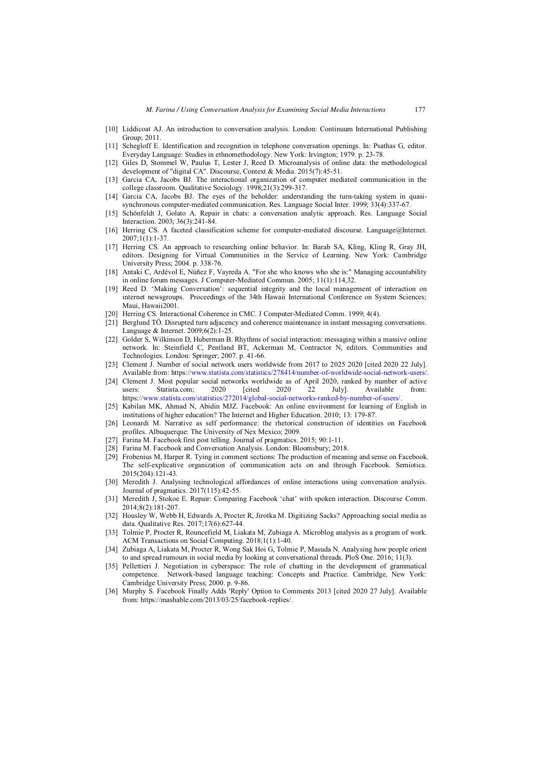[10] Liddicoat AJ. An introduction to conversation analysis. London: Continuum International Publishing Group; 2011.

[11] Schegloff E. Identification and recognition in telephone conversation openings. In: Psathas G, editor. Everyday Language: Studies in ethnomethodology. New York: Irvington; 1979. p. 23-78.

[12] Giles D, Stommel W, Paulus T, Lester J, Reed D. Microanalysis of online data: the methodological development of "digital CA". Discourse, Context & Media. 2015(7):45-51.

[13] Garcia CA, Jacobs BJ. The interactional organization of computer mediated communication in the college classroom. Qualitative Sociology. 1998;21(3):299-317.

[14] Garcia CA, Jacobs BJ. The eyes of the beholder: understanding the turn-taking system in quasi-synchronous computer-mediated communication. Res. Language Social Inter. 1999; 33(4):337-67.

[15] Schönfeldt J, Golato A. Repair in chats: a conversation analytic approach. Res. Language Social Interaction. 2003; 36(3):241-84.

[16] Herring CS. A faceted classification scheme for computer-mediated discourse. Language@Internet. 2007;1(1):1-37.

[17] Herring CS. An approach to researching online behavior. In: Barab SA, Kling, Kling R, Gray JH, editors. Designing for Virtual Communities in the Service of Learning. New York: Cambridge University Press; 2004. p. 338-76.

[18] Antaki C, Ardévol E, Núñez F, Vayreda A. "For she who knows who she is:" Managing accountability in online forum messages. J Computer-Mediated Commun. 2005; 11(1):114,32.

[19] Reed D. 'Making Conversation': sequential integrity and the local management of interaction on internet newsgroups. Proceedings of the 34th Hawaii International Conference on System Sciences; Maui, Hawaii2001.

[20] Herring CS. Interactional Coherence in CMC. J Computer-Mediated Comm. 1999; 4(4).

[21] Berglund TÖ. Disrupted turn adjacency and coherence maintenance in instant messaging conversations. Language & Internet. 2009;6(2):1-25.

[22] Golder S, Wilkinson D, Huberman B. Rhythms of social interaction: messaging within a massive online network. In: Steinfield C, Pentland BT, Ackerman M, Contractor N, editors. Communities and Technologies. London: Springer; 2007. p. 41-66.

[23] Clement J. Number of social network users worldwide from 2017 to 2025 2020 [cited 2020 22 July]. Available from: https://www.statista.com/statistics/278414/number-of-worldwide-social-network-users/.

[24] Clement J. Most popular social networks worldwide as of April 2020, ranked by number of active users: Statista.com; 2020 [cited 2020 22 July]. Available from: https://www.statista.com/statistics/272014/global-social-networks-ranked-by-number-of-users/.

[25] Kabilan MK, Ahmad N, Abidin MJZ. Facebook: An online environment for learning of English in institutions of higher education? The Internet and Higher Education. 2010; 13: 179-87.

[26] Leonardi M. Narrative as self performance: the rhetorical construction of identities on Facebook profiles. Albuquerque: The University of Nex Mexico; 2009.

[27] Farina M. Facebook first post telling. Journal of pragmatics. 2015; 90:1-11.

[28] Farina M. Facebook and Conversation Analysis. London: Bloomsbury; 2018.

[29] Frobenius M, Harper R. Tying in comment sections: The production of meaning and sense on Facebook. The self-explicative organization of communication acts on and through Facebook. Semiotica. 2015(204):121-43.

[30] Meredith J. Analysing technological affordances of online interactions using conversation analysis. Journal of pragmatics. 2017(115):42-55.

[31] Meredith J, Stokoe E. Repair: Comparing Facebook 'chat' with spoken interaction. Discourse Comm. 2014;8(2):181-207.

[32] Housley W, Webb H, Edwards A, Procter R, Jirotka M. Digitizing Sacks? Approaching social media as data. Qualitative Res. 2017;17(6):627-44.

[33] Tolmie P, Procter R, Rouncefield M, Liakata M, Zubiaga A. Microblog analysis as a program of work. ACM Transactions on Social Computing. 2018;1(1):1-40.

[34] Zubiaga A, Liakata M, Procter R, Wong Sak Hoi G, Tolmie P, Masuda N. Analysing how people orient to and spread rumours in social media by looking at conversational threads. PloS One. 2016; 11(3).

[35] Pellettieri J. Negotiation in cyberspace: The role of chatting in the development of grammatical competence. Network-based language teaching: Concepts and Practice. Cambridge, New York: Cambridge University Press; 2000. p. 9-86.

[36] Murphy S. Facebook Finally Adds 'Reply' Option to Comments 2013 [cited 2020 27 July]. Available from: https://mashable.com/2013/03/25/facebook-replies/.